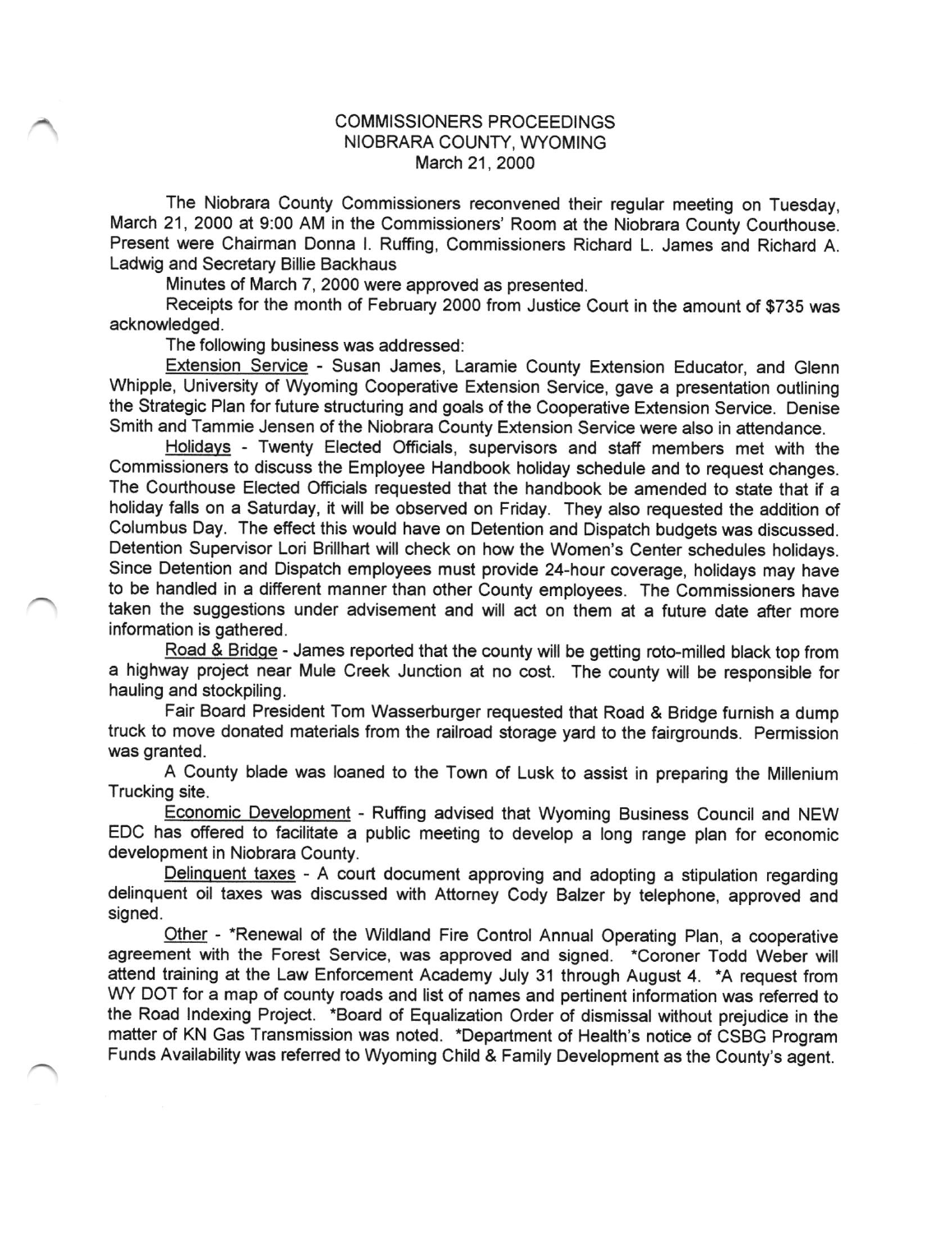# COMMISSIONERS PROCEEDINGS
## NIOBRARA COUNTY, WYOMING
### March 21, 2000

The Niobrara County Commissioners reconvened their regular meeting on Tuesday, March 21, 2000 at 9:00 AM in the Commissioners' Room at the Niobrara County Courthouse. Present were Chairman Donna I. Ruffing, Commissioners Richard L. James and Richard A. Ladwig and Secretary Billie Backhaus

Minutes of March 7, 2000 were approved as presented.

Receipts for the month of February 2000 from Justice Court in the amount of $735 was acknowledged.

The following business was addressed:

Extension Service - Susan James, Laramie County Extension Educator, and Glenn Whipple, University of Wyoming Cooperative Extension Service, gave a presentation outlining the Strategic Plan for future structuring and goals of the Cooperative Extension Service. Denise Smith and Tammie Jensen of the Niobrara County Extension Service were also in attendance.

Holidays - Twenty Elected Officials, supervisors and staff members met with the Commissioners to discuss the Employee Handbook holiday schedule and to request changes. The Courthouse Elected Officials requested that the handbook be amended to state that if a holiday falls on a Saturday, it will be observed on Friday. They also requested the addition of Columbus Day. The effect this would have on Detention and Dispatch budgets was discussed. Detention Supervisor Lori Brillhart will check on how the Women's Center schedules holidays. Since Detention and Dispatch employees must provide 24-hour coverage, holidays may have to be handled in a different manner than other County employees. The Commissioners have taken the suggestions under advisement and will act on them at a future date after more information is gathered.

Road & Bridge - James reported that the county will be getting roto-milled black top from a highway project near Mule Creek Junction at no cost. The county will be responsible for hauling and stockpiling.

Fair Board President Tom Wasserburger requested that Road & Bridge furnish a dump truck to move donated materials from the railroad storage yard to the fairgrounds. Permission was granted.

A County blade was loaned to the Town of Lusk to assist in preparing the Millenium Trucking site.

Economic Development - Ruffing advised that Wyoming Business Council and NEW EDC has offered to facilitate a public meeting to develop a long range plan for economic development in Niobrara County.

Delinquent taxes - A court document approving and adopting a stipulation regarding delinquent oil taxes was discussed with Attorney Cody Balzer by telephone, approved and signed.

Other - *Renewal of the Wildland Fire Control Annual Operating Plan, a cooperative agreement with the Forest Service, was approved and signed. *Coroner Todd Weber will attend training at the Law Enforcement Academy July 31 through August 4. *A request from WY DOT for a map of county roads and list of names and pertinent information was referred to the Road Indexing Project. *Board of Equalization Order of dismissal without prejudice in the matter of KN Gas Transmission was noted. *Department of Health's notice of CSBG Program Funds Availability was referred to Wyoming Child & Family Development as the County's agent.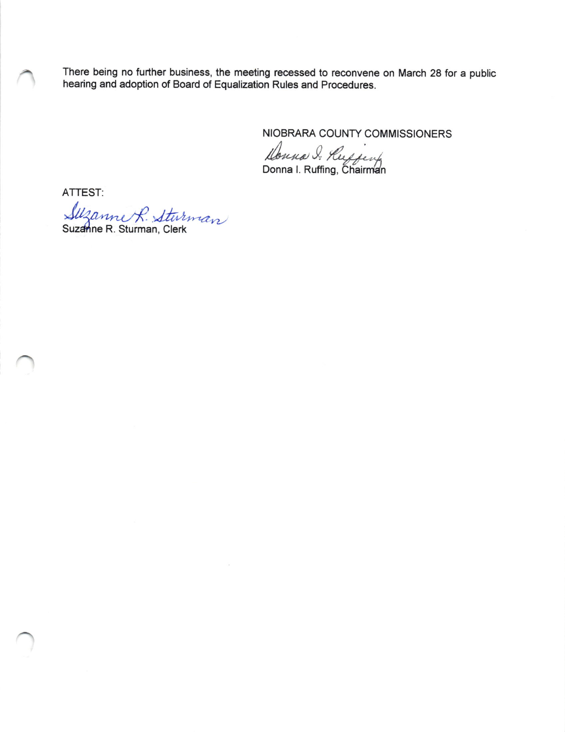There being no further business, the meeting recessed to reconvene on March 28 for a public hearing and adoption of Board of Equalization Rules and Procedures.

NIOBRARA COUNTY COMMISSIONERS

Donna I. Ruffing

Donna I. Ruffing, Chairman

ATTEST:

Suzanne R. Sturman

Suzanne R. Sturman, Clerk